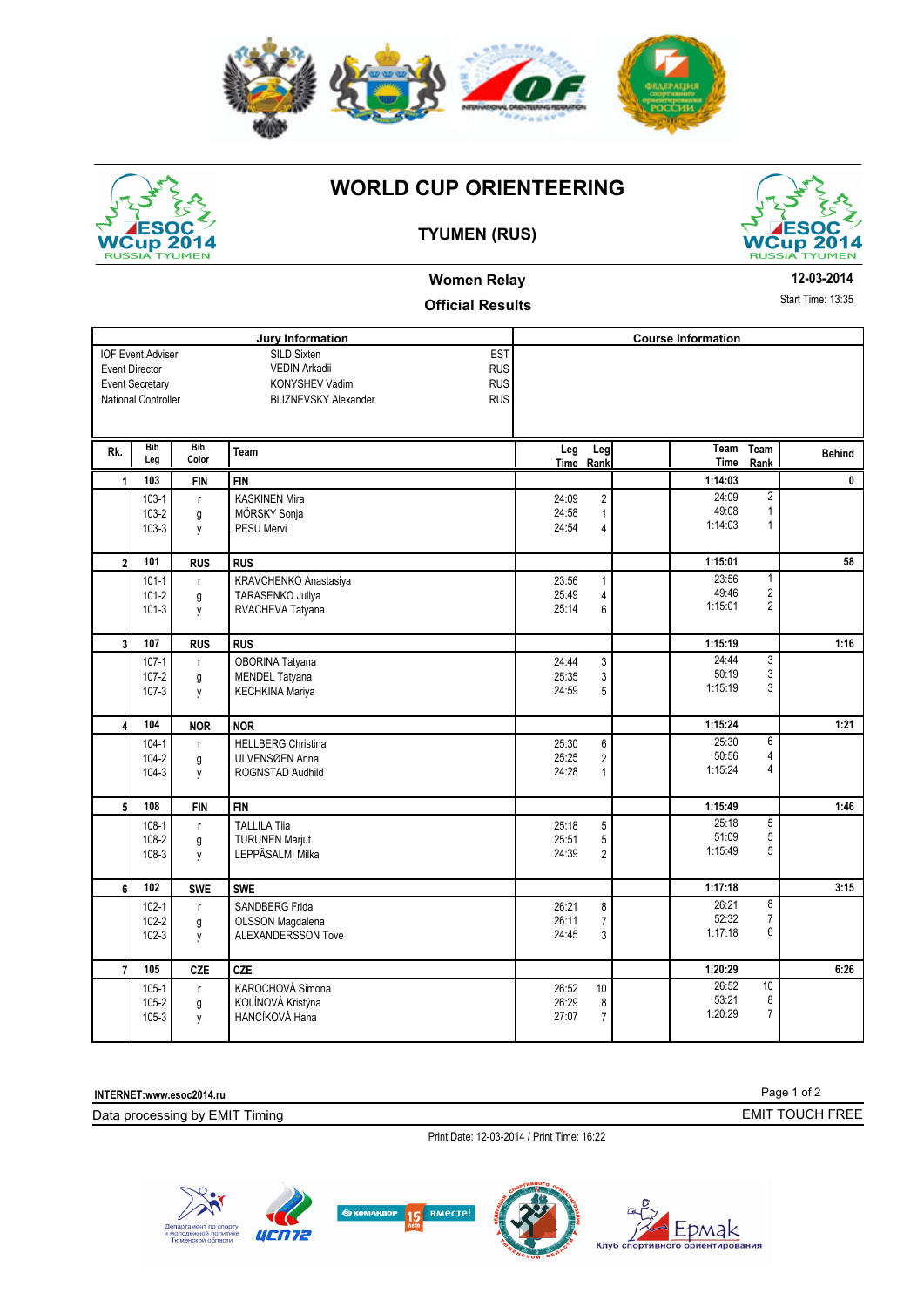# WORLD CUP ORIENTEERING

## TYUMEN (RUS)

**Women Relay**

**Official Results**

**12-03-2014**

Start Time: 13:35

| Jury Information | | | Course Information |
|---|---|---|---|
| IOF Event Adviser | SILD Sixten | EST | |
| Event Director | VEDIN Arkadii | RUS | |
| Event Secretary | KONYSHEV Vadim | RUS | |
| National Controller | BLIZNEVSKY Alexander | RUS | |

| Rk. | Bib Leg | Bib Color | Team | Leg Time | Leg Rank | Team Time | Team Rank | Behind |
|---|---|---|---|---|---|---|---|---|
| 1 | 103 | FIN | FIN | | | 1:14:03 | | 0 |
| | 103-1 | r | KASKINEN Mira | 24:09 | 2 | 24:09 | 2 | |
| | 103-2 | g | MÖRSKY Sonja | 24:58 | 1 | 49:08 | 1 | |
| | 103-3 | y | PESU Mervi | 24:54 | 4 | 1:14:03 | 1 | |
| 2 | 101 | RUS | RUS | | | 1:15:01 | | 58 |
| | 101-1 | r | KRAVCHENKO Anastasiya | 23:56 | 1 | 23:56 | 1 | |
| | 101-2 | g | TARASENKO Juliya | 25:49 | 4 | 49:46 | 2 | |
| | 101-3 | y | RVACHEVA Tatyana | 25:14 | 6 | 1:15:01 | 2 | |
| 3 | 107 | RUS | RUS | | | 1:15:19 | | 1:16 |
| | 107-1 | r | OBORINA Tatyana | 24:44 | 3 | 24:44 | 3 | |
| | 107-2 | g | MENDEL Tatyana | 25:35 | 3 | 50:19 | 3 | |
| | 107-3 | y | KECHKINA Mariya | 24:59 | 5 | 1:15:19 | 3 | |
| 4 | 104 | NOR | NOR | | | 1:15:24 | | 1:21 |
| | 104-1 | r | HELLBERG Christina | 25:30 | 6 | 25:30 | 6 | |
| | 104-2 | g | ULVENSØEN Anna | 25:25 | 2 | 50:56 | 4 | |
| | 104-3 | y | ROGNSTAD Audhild | 24:28 | 1 | 1:15:24 | 4 | |
| 5 | 108 | FIN | FIN | | | 1:15:49 | | 1:46 |
| | 108-1 | r | TALLILA Tiia | 25:18 | 5 | 25:18 | 5 | |
| | 108-2 | g | TURUNEN Marjut | 25:51 | 5 | 51:09 | 5 | |
| | 108-3 | y | LEPPÄSALMI Milka | 24:39 | 2 | 1:15:49 | 5 | |
| 6 | 102 | SWE | SWE | | | 1:17:18 | | 3:15 |
| | 102-1 | r | SANDBERG Frida | 26:21 | 8 | 26:21 | 8 | |
| | 102-2 | g | OLSSON Magdalena | 26:11 | 7 | 52:32 | 7 | |
| | 102-3 | y | ALEXANDERSSON Tove | 24:45 | 3 | 1:17:18 | 6 | |
| 7 | 105 | CZE | CZE | | | 1:20:29 | | 6:26 |
| | 105-1 | r | KAROCHOVÁ Simona | 26:52 | 10 | 26:52 | 10 | |
| | 105-2 | g | KOLÍNOVÁ Kristýna | 26:29 | 8 | 53:21 | 8 | |
| | 105-3 | y | HANCÍKOVÁ Hana | 27:07 | 7 | 1:20:29 | 7 | |

INTERNET:www.esoc2014.ru

Data processing by EMIT Timing — EMIT TOUCH FREE

Print Date: 12-03-2014 / Print Time: 16:22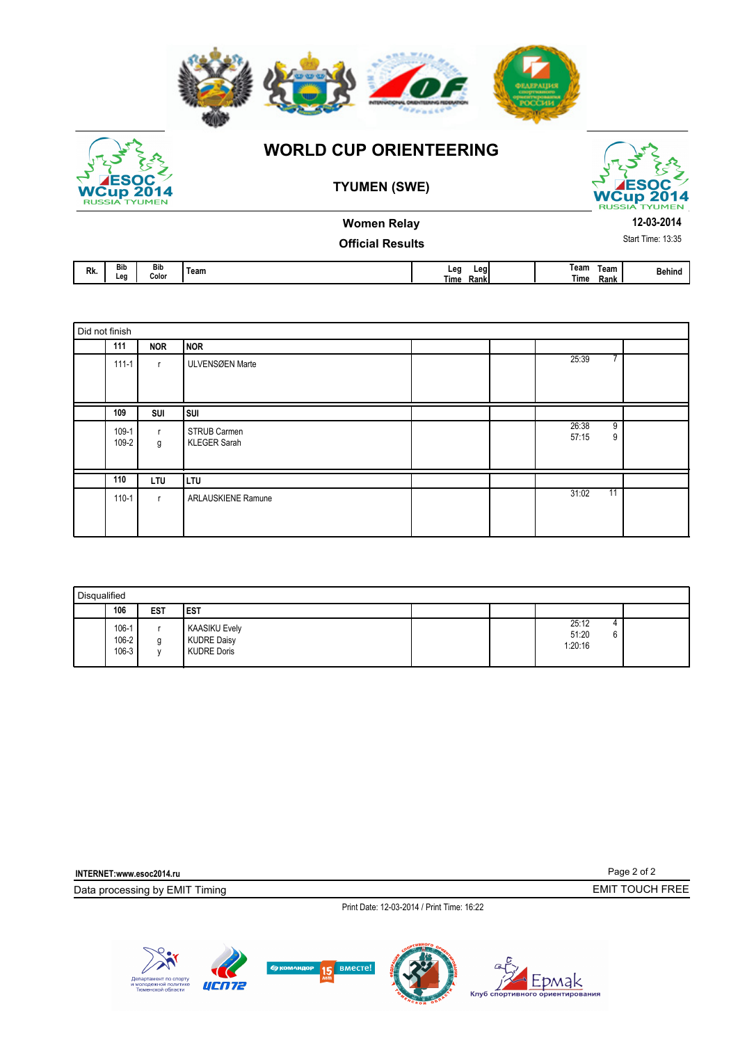# WORLD CUP ORIENTEERING

## TYUMEN (SWE)

### Women Relay

### Official Results

12-03-2014

Start Time: 13:35

| Rk. | Bib Leg | Bib Color | Team | Leg Time | Leg Rank | Team Time | Team Rank | Behind |
|---|---|---|---|---|---|---|---|---|
| **Did not finish** | | | | | | | | |
| | **111** | **NOR** | **NOR** | | | | | |
| | 111-1 | r | ULVENSØEN Marte | | | 25:39 | 7 | |
| | **109** | **SUI** | **SUI** | | | | | |
| | 109-1 | r | STRUB Carmen | | | 26:38 | 9 | |
| | 109-2 | g | KLEGER Sarah | | | 57:15 | 9 | |
| | **110** | **LTU** | **LTU** | | | | | |
| | 110-1 | r | ARLAUSKIENE Ramune | | | 31:02 | 11 | |
| **Disqualified** | | | | | | | | |
| | **106** | **EST** | **EST** | | | | | |
| | 106-1 | r | KAASIKU Evely | | | 25:12 | 4 | |
| | 106-2 | g | KUDRE Daisy | | | 51:20 | 6 | |
| | 106-3 | y | KUDRE Doris | | | 1:20:16 | | |

INTERNET:www.esoc2014.ru

Data processing by EMIT Timing

EMIT TOUCH FREE

Print Date: 12-03-2014 / Print Time: 16:22